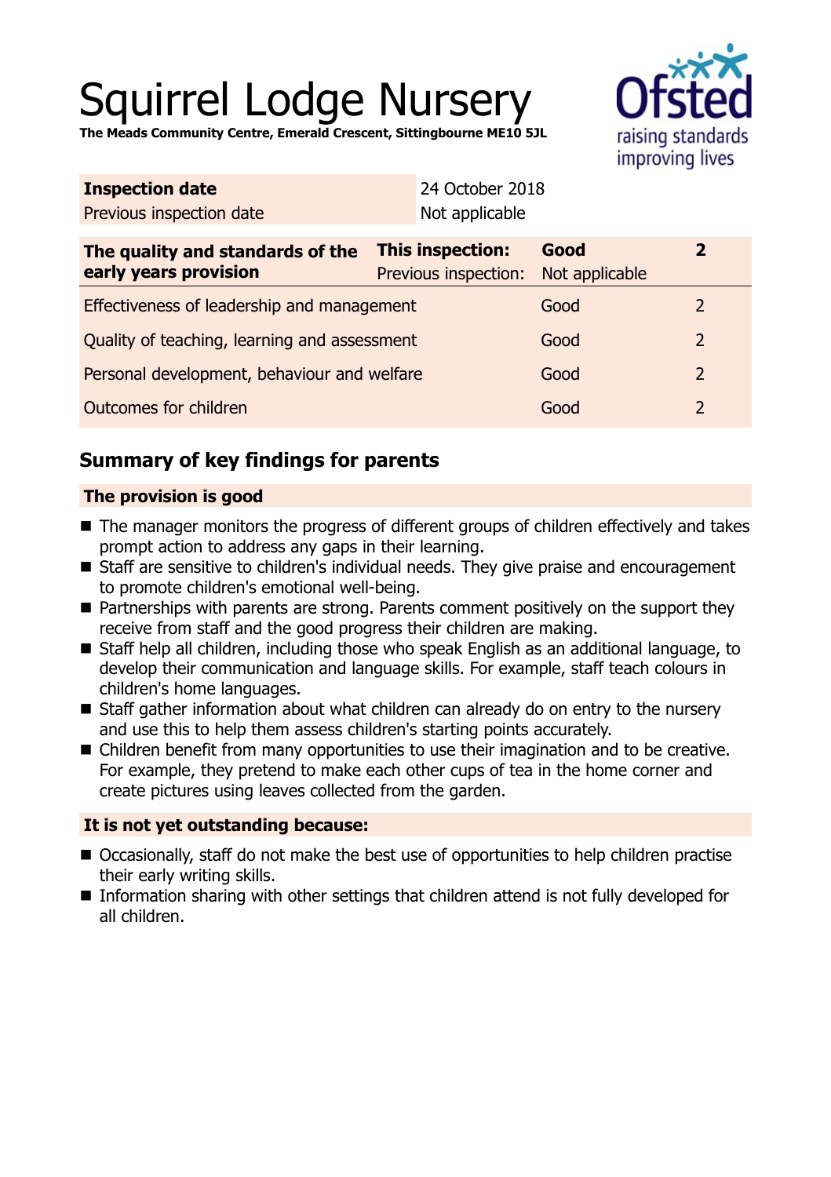# Squirrel Lodge Nursery

**The Meads Community Centre, Emerald Crescent, Sittingbourne ME10 5JL**

| | |
|---|---|
| **Inspection date** | 24 October 2018 |
| Previous inspection date | Not applicable |

| The quality and standards of the early years provision | | | |
|---|---|---|---|
| **The quality and standards of the early years provision** | **This inspection:** | **Good** | **2** |
| | Previous inspection: | Not applicable | |
| Effectiveness of leadership and management | | Good | 2 |
| Quality of teaching, learning and assessment | | Good | 2 |
| Personal development, behaviour and welfare | | Good | 2 |
| Outcomes for children | | Good | 2 |

## Summary of key findings for parents

**The provision is good**

- The manager monitors the progress of different groups of children effectively and takes prompt action to address any gaps in their learning.
- Staff are sensitive to children's individual needs. They give praise and encouragement to promote children's emotional well-being.
- Partnerships with parents are strong. Parents comment positively on the support they receive from staff and the good progress their children are making.
- Staff help all children, including those who speak English as an additional language, to develop their communication and language skills. For example, staff teach colours in children's home languages.
- Staff gather information about what children can already do on entry to the nursery and use this to help them assess children's starting points accurately.
- Children benefit from many opportunities to use their imagination and to be creative. For example, they pretend to make each other cups of tea in the home corner and create pictures using leaves collected from the garden.

**It is not yet outstanding because:**

- Occasionally, staff do not make the best use of opportunities to help children practise their early writing skills.
- Information sharing with other settings that children attend is not fully developed for all children.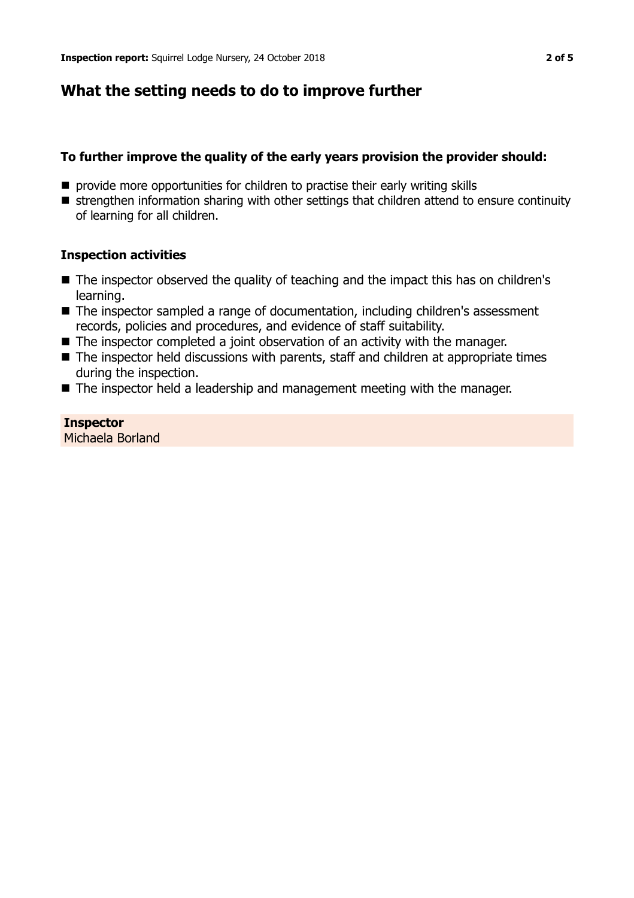## What the setting needs to do to improve further

### To further improve the quality of the early years provision the provider should:

- provide more opportunities for children to practise their early writing skills
- strengthen information sharing with other settings that children attend to ensure continuity of learning for all children.

### Inspection activities

- The inspector observed the quality of teaching and the impact this has on children's learning.
- The inspector sampled a range of documentation, including children's assessment records, policies and procedures, and evidence of staff suitability.
- The inspector completed a joint observation of an activity with the manager.
- The inspector held discussions with parents, staff and children at appropriate times during the inspection.
- The inspector held a leadership and management meeting with the manager.

**Inspector**
Michaela Borland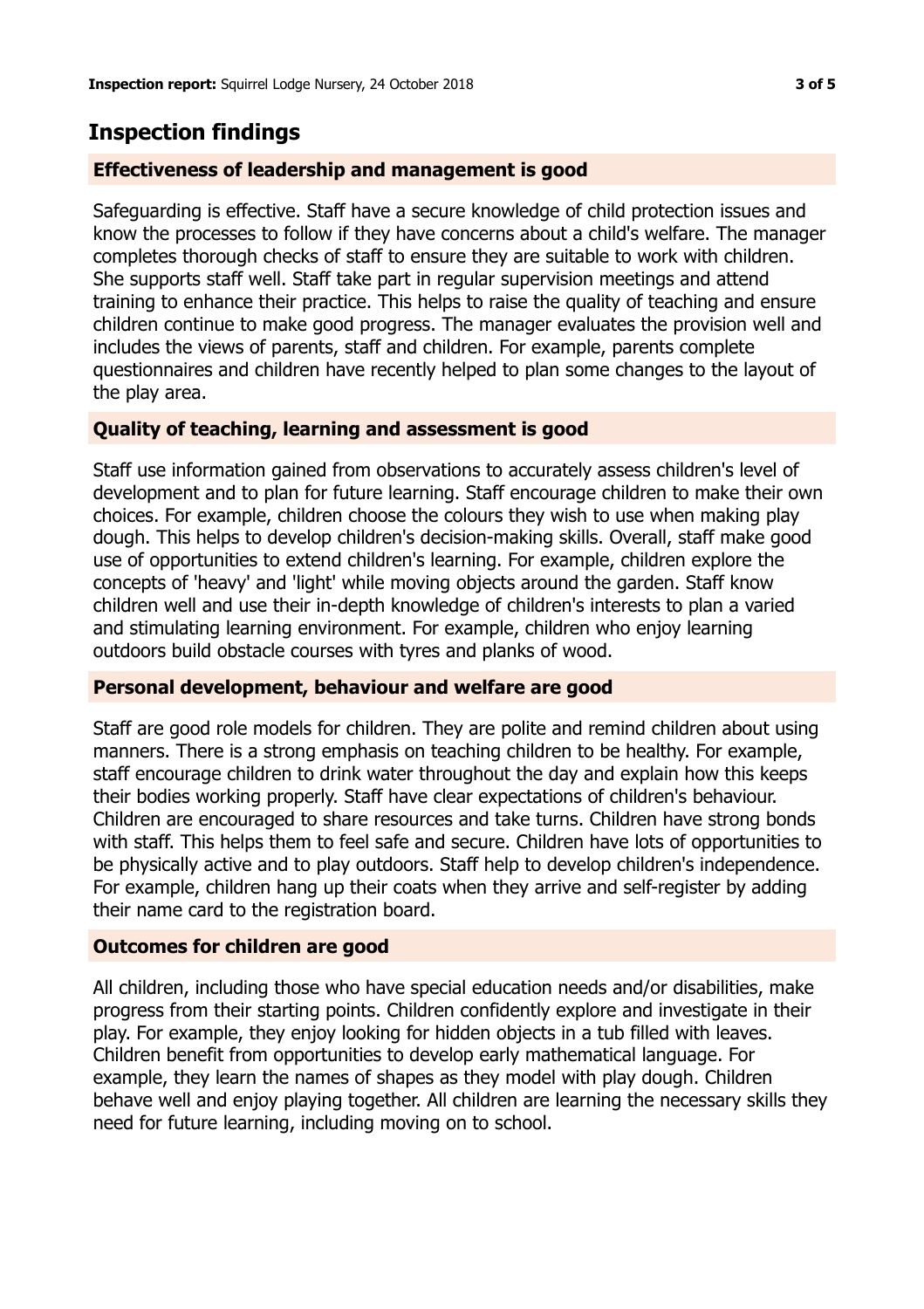# Inspection findings

## Effectiveness of leadership and management is good

Safeguarding is effective. Staff have a secure knowledge of child protection issues and know the processes to follow if they have concerns about a child's welfare. The manager completes thorough checks of staff to ensure they are suitable to work with children. She supports staff well. Staff take part in regular supervision meetings and attend training to enhance their practice. This helps to raise the quality of teaching and ensure children continue to make good progress. The manager evaluates the provision well and includes the views of parents, staff and children. For example, parents complete questionnaires and children have recently helped to plan some changes to the layout of the play area.

## Quality of teaching, learning and assessment is good

Staff use information gained from observations to accurately assess children's level of development and to plan for future learning. Staff encourage children to make their own choices. For example, children choose the colours they wish to use when making play dough. This helps to develop children's decision-making skills. Overall, staff make good use of opportunities to extend children's learning. For example, children explore the concepts of 'heavy' and 'light' while moving objects around the garden. Staff know children well and use their in-depth knowledge of children's interests to plan a varied and stimulating learning environment. For example, children who enjoy learning outdoors build obstacle courses with tyres and planks of wood.

## Personal development, behaviour and welfare are good

Staff are good role models for children. They are polite and remind children about using manners. There is a strong emphasis on teaching children to be healthy. For example, staff encourage children to drink water throughout the day and explain how this keeps their bodies working properly. Staff have clear expectations of children's behaviour. Children are encouraged to share resources and take turns. Children have strong bonds with staff. This helps them to feel safe and secure. Children have lots of opportunities to be physically active and to play outdoors. Staff help to develop children's independence. For example, children hang up their coats when they arrive and self-register by adding their name card to the registration board.

## Outcomes for children are good

All children, including those who have special education needs and/or disabilities, make progress from their starting points. Children confidently explore and investigate in their play. For example, they enjoy looking for hidden objects in a tub filled with leaves. Children benefit from opportunities to develop early mathematical language. For example, they learn the names of shapes as they model with play dough. Children behave well and enjoy playing together. All children are learning the necessary skills they need for future learning, including moving on to school.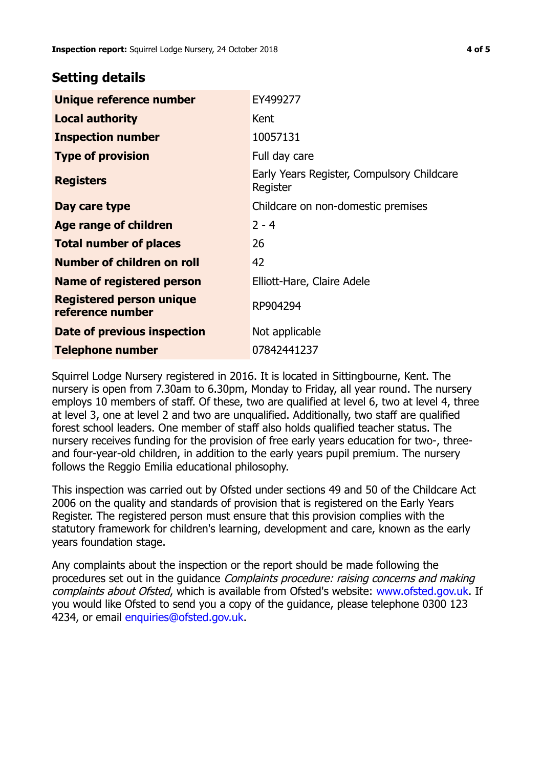## Setting details

| | |
|---|---|
| **Unique reference number** | EY499277 |
| **Local authority** | Kent |
| **Inspection number** | 10057131 |
| **Type of provision** | Full day care |
| **Registers** | Early Years Register, Compulsory Childcare Register |
| **Day care type** | Childcare on non-domestic premises |
| **Age range of children** | 2 - 4 |
| **Total number of places** | 26 |
| **Number of children on roll** | 42 |
| **Name of registered person** | Elliott-Hare, Claire Adele |
| **Registered person unique reference number** | RP904294 |
| **Date of previous inspection** | Not applicable |
| **Telephone number** | 07842441237 |

Squirrel Lodge Nursery registered in 2016. It is located in Sittingbourne, Kent. The nursery is open from 7.30am to 6.30pm, Monday to Friday, all year round. The nursery employs 10 members of staff. Of these, two are qualified at level 6, two at level 4, three at level 3, one at level 2 and two are unqualified. Additionally, two staff are qualified forest school leaders. One member of staff also holds qualified teacher status. The nursery receives funding for the provision of free early years education for two-, three- and four-year-old children, in addition to the early years pupil premium. The nursery follows the Reggio Emilia educational philosophy.

This inspection was carried out by Ofsted under sections 49 and 50 of the Childcare Act 2006 on the quality and standards of provision that is registered on the Early Years Register. The registered person must ensure that this provision complies with the statutory framework for children's learning, development and care, known as the early years foundation stage.

Any complaints about the inspection or the report should be made following the procedures set out in the guidance *Complaints procedure: raising concerns and making complaints about Ofsted*, which is available from Ofsted's website: www.ofsted.gov.uk. If you would like Ofsted to send you a copy of the guidance, please telephone 0300 123 4234, or email enquiries@ofsted.gov.uk.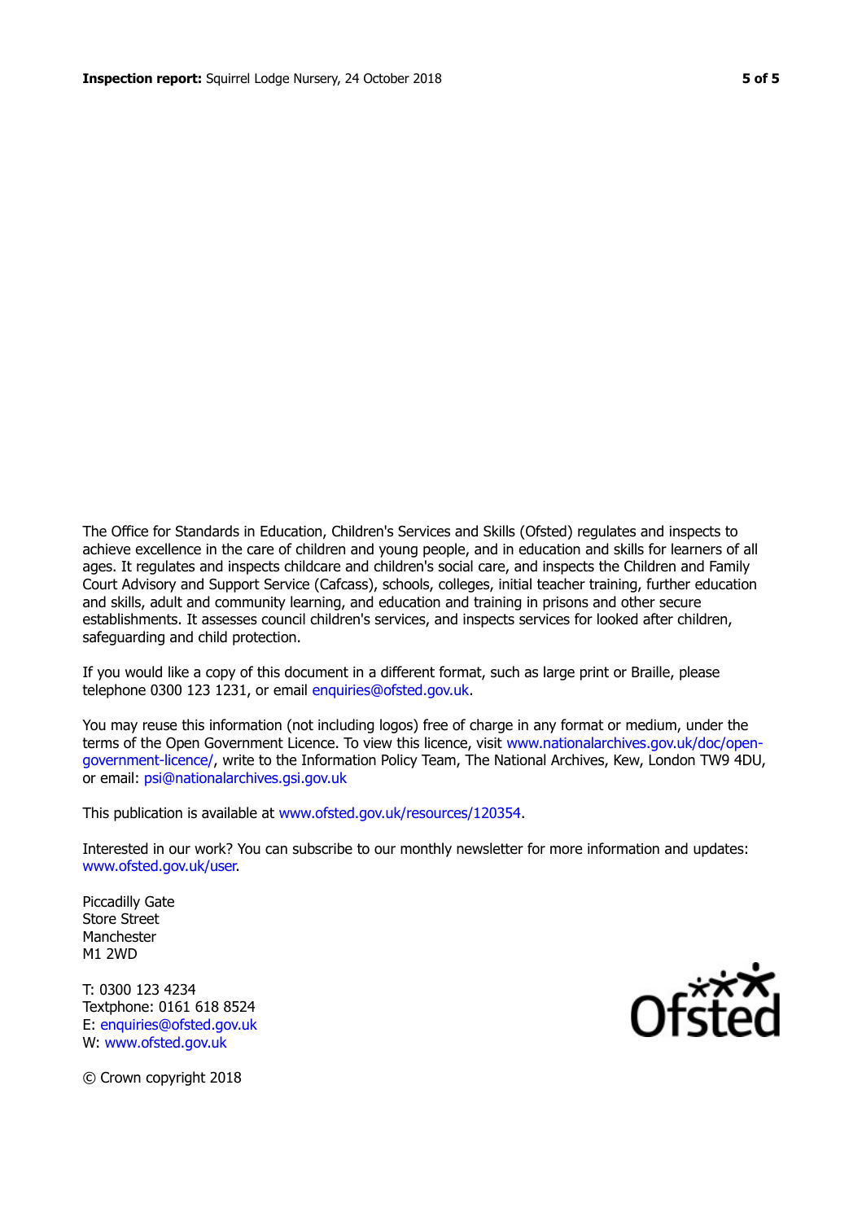The Office for Standards in Education, Children's Services and Skills (Ofsted) regulates and inspects to achieve excellence in the care of children and young people, and in education and skills for learners of all ages. It regulates and inspects childcare and children's social care, and inspects the Children and Family Court Advisory and Support Service (Cafcass), schools, colleges, initial teacher training, further education and skills, adult and community learning, and education and training in prisons and other secure establishments. It assesses council children's services, and inspects services for looked after children, safeguarding and child protection.

If you would like a copy of this document in a different format, such as large print or Braille, please telephone 0300 123 1231, or email enquiries@ofsted.gov.uk.

You may reuse this information (not including logos) free of charge in any format or medium, under the terms of the Open Government Licence. To view this licence, visit www.nationalarchives.gov.uk/doc/open-government-licence/, write to the Information Policy Team, The National Archives, Kew, London TW9 4DU, or email: psi@nationalarchives.gsi.gov.uk

This publication is available at www.ofsted.gov.uk/resources/120354.

Interested in our work? You can subscribe to our monthly newsletter for more information and updates: www.ofsted.gov.uk/user.

Piccadilly Gate
Store Street
Manchester
M1 2WD

T: 0300 123 4234
Textphone: 0161 618 8524
E: enquiries@ofsted.gov.uk
W: www.ofsted.gov.uk

© Crown copyright 2018